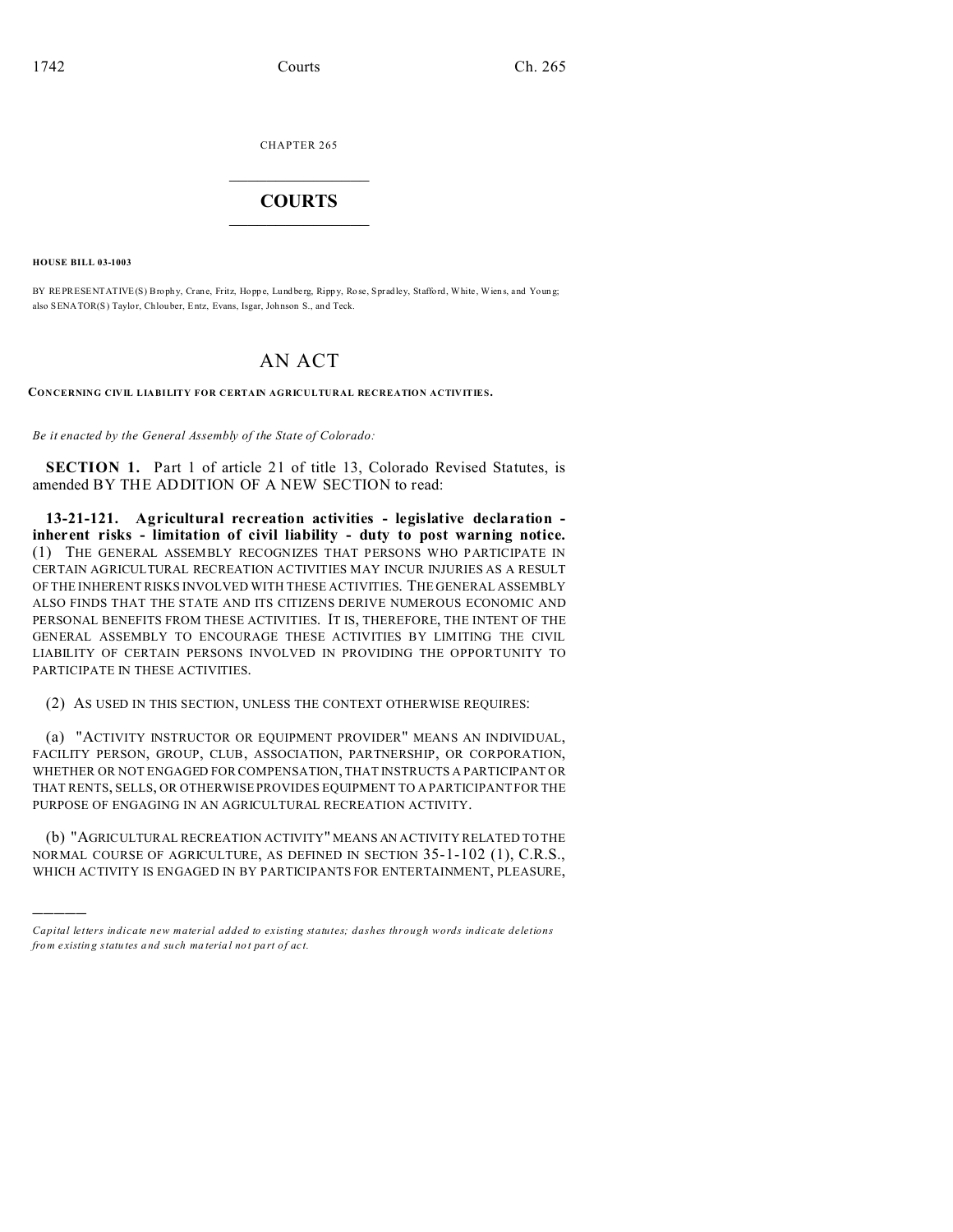CHAPTER 265

# COURTS

**HOUSE BILL 03-1003**

BY REPRESENTATIVE(S) Brophy, Crane, Fritz, Hoppe, Lundberg, Rippy, Rose, Spradley, Stafford, White, Wiens, and Young; also SENATOR(S) Taylor, Chlouber, Entz, Evans, Isgar, Johnson S., and Teck.

# AN ACT

**CONCERNING CIVIL LIABILITY FOR CERTAIN AGRICULTURAL RECREATION ACTIVITIES.**

*Be it enacted by the General Assembly of the State of Colorado:*

**SECTION 1.** Part 1 of article 21 of title 13, Colorado Revised Statutes, is amended BY THE ADDITION OF A NEW SECTION to read:

**13-21-121. Agricultural recreation activities - legislative declaration - inherent risks - limitation of civil liability - duty to post warning notice.** (1) THE GENERAL ASSEMBLY RECOGNIZES THAT PERSONS WHO PARTICIPATE IN CERTAIN AGRICULTURAL RECREATION ACTIVITIES MAY INCUR INJURIES AS A RESULT OF THE INHERENT RISKS INVOLVED WITH THESE ACTIVITIES. THE GENERAL ASSEMBLY ALSO FINDS THAT THE STATE AND ITS CITIZENS DERIVE NUMEROUS ECONOMIC AND PERSONAL BENEFITS FROM THESE ACTIVITIES. IT IS, THEREFORE, THE INTENT OF THE GENERAL ASSEMBLY TO ENCOURAGE THESE ACTIVITIES BY LIMITING THE CIVIL LIABILITY OF CERTAIN PERSONS INVOLVED IN PROVIDING THE OPPORTUNITY TO PARTICIPATE IN THESE ACTIVITIES.

(2) AS USED IN THIS SECTION, UNLESS THE CONTEXT OTHERWISE REQUIRES:

(a) "ACTIVITY INSTRUCTOR OR EQUIPMENT PROVIDER" MEANS AN INDIVIDUAL, FACILITY PERSON, GROUP, CLUB, ASSOCIATION, PARTNERSHIP, OR CORPORATION, WHETHER OR NOT ENGAGED FOR COMPENSATION, THAT INSTRUCTS A PARTICIPANT OR THAT RENTS, SELLS, OR OTHERWISE PROVIDES EQUIPMENT TO A PARTICIPANT FOR THE PURPOSE OF ENGAGING IN AN AGRICULTURAL RECREATION ACTIVITY.

(b) "AGRICULTURAL RECREATION ACTIVITY" MEANS AN ACTIVITY RELATED TO THE NORMAL COURSE OF AGRICULTURE, AS DEFINED IN SECTION 35-1-102 (1), C.R.S., WHICH ACTIVITY IS ENGAGED IN BY PARTICIPANTS FOR ENTERTAINMENT, PLEASURE,

---

*Capital letters indicate new material added to existing statutes; dashes through words indicate deletions from existing statutes and such material not part of act.*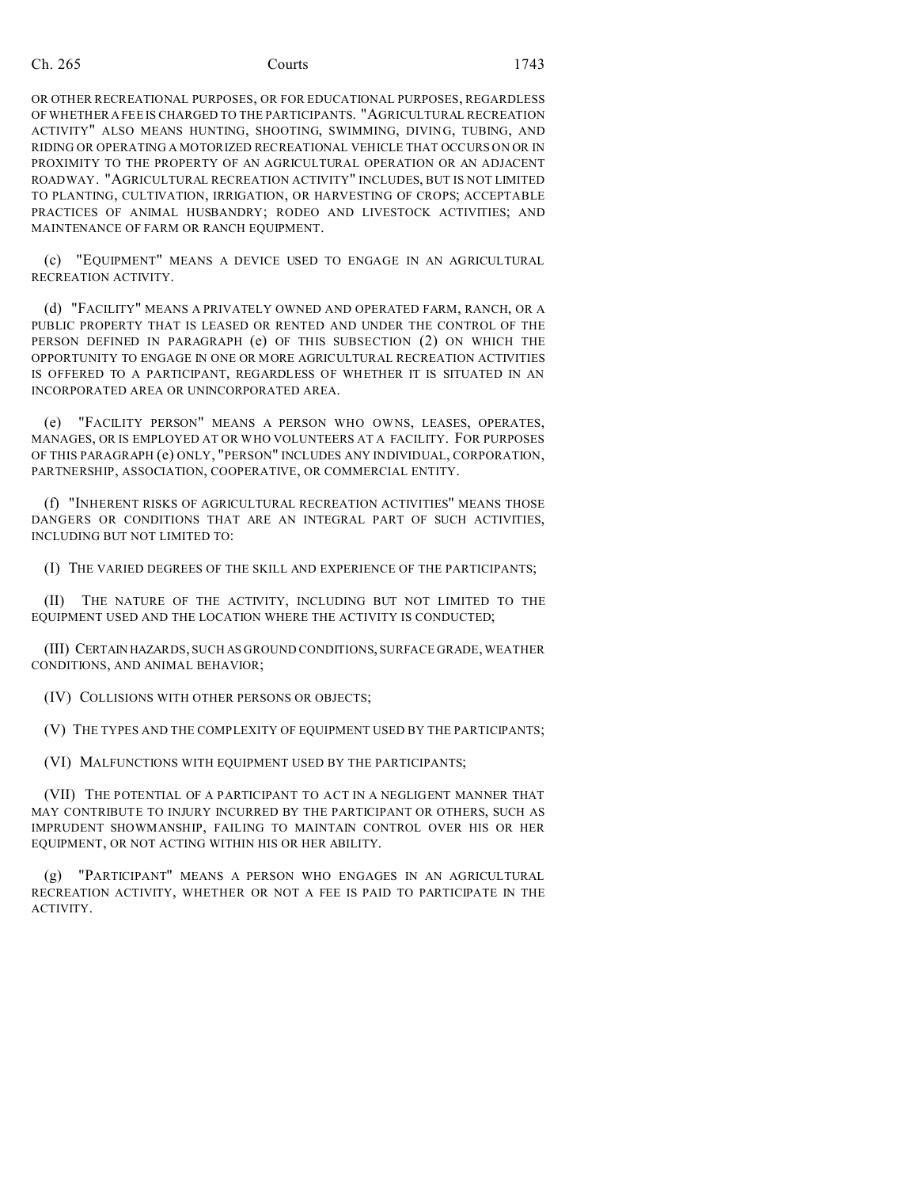OR OTHER RECREATIONAL PURPOSES, OR FOR EDUCATIONAL PURPOSES, REGARDLESS OF WHETHER A FEE IS CHARGED TO THE PARTICIPANTS. "AGRICULTURAL RECREATION ACTIVITY" ALSO MEANS HUNTING, SHOOTING, SWIMMING, DIVING, TUBING, AND RIDING OR OPERATING A MOTORIZED RECREATIONAL VEHICLE THAT OCCURS ON OR IN PROXIMITY TO THE PROPERTY OF AN AGRICULTURAL OPERATION OR AN ADJACENT ROADWAY. "AGRICULTURAL RECREATION ACTIVITY" INCLUDES, BUT IS NOT LIMITED TO PLANTING, CULTIVATION, IRRIGATION, OR HARVESTING OF CROPS; ACCEPTABLE PRACTICES OF ANIMAL HUSBANDRY; RODEO AND LIVESTOCK ACTIVITIES; AND MAINTENANCE OF FARM OR RANCH EQUIPMENT.

(c) "EQUIPMENT" MEANS A DEVICE USED TO ENGAGE IN AN AGRICULTURAL RECREATION ACTIVITY.

(d) "FACILITY" MEANS A PRIVATELY OWNED AND OPERATED FARM, RANCH, OR A PUBLIC PROPERTY THAT IS LEASED OR RENTED AND UNDER THE CONTROL OF THE PERSON DEFINED IN PARAGRAPH (e) OF THIS SUBSECTION (2) ON WHICH THE OPPORTUNITY TO ENGAGE IN ONE OR MORE AGRICULTURAL RECREATION ACTIVITIES IS OFFERED TO A PARTICIPANT, REGARDLESS OF WHETHER IT IS SITUATED IN AN INCORPORATED AREA OR UNINCORPORATED AREA.

(e) "FACILITY PERSON" MEANS A PERSON WHO OWNS, LEASES, OPERATES, MANAGES, OR IS EMPLOYED AT OR WHO VOLUNTEERS AT A FACILITY. FOR PURPOSES OF THIS PARAGRAPH (e) ONLY, "PERSON" INCLUDES ANY INDIVIDUAL, CORPORATION, PARTNERSHIP, ASSOCIATION, COOPERATIVE, OR COMMERCIAL ENTITY.

(f) "INHERENT RISKS OF AGRICULTURAL RECREATION ACTIVITIES" MEANS THOSE DANGERS OR CONDITIONS THAT ARE AN INTEGRAL PART OF SUCH ACTIVITIES, INCLUDING BUT NOT LIMITED TO:

(I) THE VARIED DEGREES OF THE SKILL AND EXPERIENCE OF THE PARTICIPANTS;

(II) THE NATURE OF THE ACTIVITY, INCLUDING BUT NOT LIMITED TO THE EQUIPMENT USED AND THE LOCATION WHERE THE ACTIVITY IS CONDUCTED;

(III) CERTAIN HAZARDS, SUCH AS GROUND CONDITIONS, SURFACE GRADE, WEATHER CONDITIONS, AND ANIMAL BEHAVIOR;

(IV) COLLISIONS WITH OTHER PERSONS OR OBJECTS;

(V) THE TYPES AND THE COMPLEXITY OF EQUIPMENT USED BY THE PARTICIPANTS;

(VI) MALFUNCTIONS WITH EQUIPMENT USED BY THE PARTICIPANTS;

(VII) THE POTENTIAL OF A PARTICIPANT TO ACT IN A NEGLIGENT MANNER THAT MAY CONTRIBUTE TO INJURY INCURRED BY THE PARTICIPANT OR OTHERS, SUCH AS IMPRUDENT SHOWMANSHIP, FAILING TO MAINTAIN CONTROL OVER HIS OR HER EQUIPMENT, OR NOT ACTING WITHIN HIS OR HER ABILITY.

(g) "PARTICIPANT" MEANS A PERSON WHO ENGAGES IN AN AGRICULTURAL RECREATION ACTIVITY, WHETHER OR NOT A FEE IS PAID TO PARTICIPATE IN THE ACTIVITY.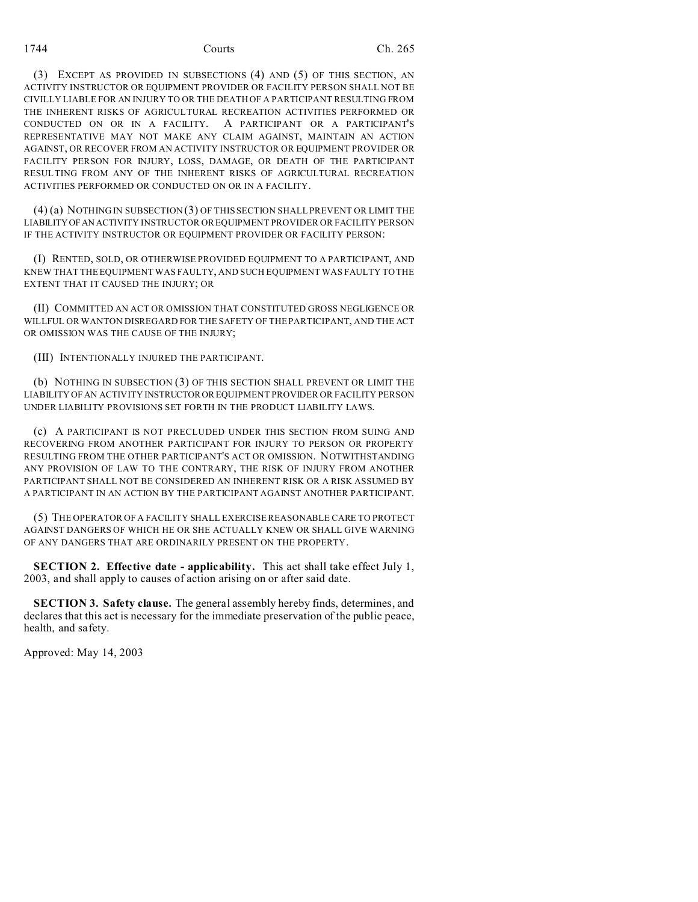(3) EXCEPT AS PROVIDED IN SUBSECTIONS (4) AND (5) OF THIS SECTION, AN ACTIVITY INSTRUCTOR OR EQUIPMENT PROVIDER OR FACILITY PERSON SHALL NOT BE CIVILLY LIABLE FOR AN INJURY TO OR THE DEATH OF A PARTICIPANT RESULTING FROM THE INHERENT RISKS OF AGRICULTURAL RECREATION ACTIVITIES PERFORMED OR CONDUCTED ON OR IN A FACILITY. A PARTICIPANT OR A PARTICIPANT'S REPRESENTATIVE MAY NOT MAKE ANY CLAIM AGAINST, MAINTAIN AN ACTION AGAINST, OR RECOVER FROM AN ACTIVITY INSTRUCTOR OR EQUIPMENT PROVIDER OR FACILITY PERSON FOR INJURY, LOSS, DAMAGE, OR DEATH OF THE PARTICIPANT RESULTING FROM ANY OF THE INHERENT RISKS OF AGRICULTURAL RECREATION ACTIVITIES PERFORMED OR CONDUCTED ON OR IN A FACILITY.

(4) (a) NOTHING IN SUBSECTION (3) OF THIS SECTION SHALL PREVENT OR LIMIT THE LIABILITY OF AN ACTIVITY INSTRUCTOR OR EQUIPMENT PROVIDER OR FACILITY PERSON IF THE ACTIVITY INSTRUCTOR OR EQUIPMENT PROVIDER OR FACILITY PERSON:

(I) RENTED, SOLD, OR OTHERWISE PROVIDED EQUIPMENT TO A PARTICIPANT, AND KNEW THAT THE EQUIPMENT WAS FAULTY, AND SUCH EQUIPMENT WAS FAULTY TO THE EXTENT THAT IT CAUSED THE INJURY; OR

(II) COMMITTED AN ACT OR OMISSION THAT CONSTITUTED GROSS NEGLIGENCE OR WILLFUL OR WANTON DISREGARD FOR THE SAFETY OF THE PARTICIPANT, AND THE ACT OR OMISSION WAS THE CAUSE OF THE INJURY;

(III) INTENTIONALLY INJURED THE PARTICIPANT.

(b) NOTHING IN SUBSECTION (3) OF THIS SECTION SHALL PREVENT OR LIMIT THE LIABILITY OF AN ACTIVITY INSTRUCTOR OR EQUIPMENT PROVIDER OR FACILITY PERSON UNDER LIABILITY PROVISIONS SET FORTH IN THE PRODUCT LIABILITY LAWS.

(c) A PARTICIPANT IS NOT PRECLUDED UNDER THIS SECTION FROM SUING AND RECOVERING FROM ANOTHER PARTICIPANT FOR INJURY TO PERSON OR PROPERTY RESULTING FROM THE OTHER PARTICIPANT'S ACT OR OMISSION. NOTWITHSTANDING ANY PROVISION OF LAW TO THE CONTRARY, THE RISK OF INJURY FROM ANOTHER PARTICIPANT SHALL NOT BE CONSIDERED AN INHERENT RISK OR A RISK ASSUMED BY A PARTICIPANT IN AN ACTION BY THE PARTICIPANT AGAINST ANOTHER PARTICIPANT.

(5) THE OPERATOR OF A FACILITY SHALL EXERCISE REASONABLE CARE TO PROTECT AGAINST DANGERS OF WHICH HE OR SHE ACTUALLY KNEW OR SHALL GIVE WARNING OF ANY DANGERS THAT ARE ORDINARILY PRESENT ON THE PROPERTY.

**SECTION 2. Effective date - applicability.** This act shall take effect July 1, 2003, and shall apply to causes of action arising on or after said date.

**SECTION 3. Safety clause.** The general assembly hereby finds, determines, and declares that this act is necessary for the immediate preservation of the public peace, health, and safety.

Approved: May 14, 2003